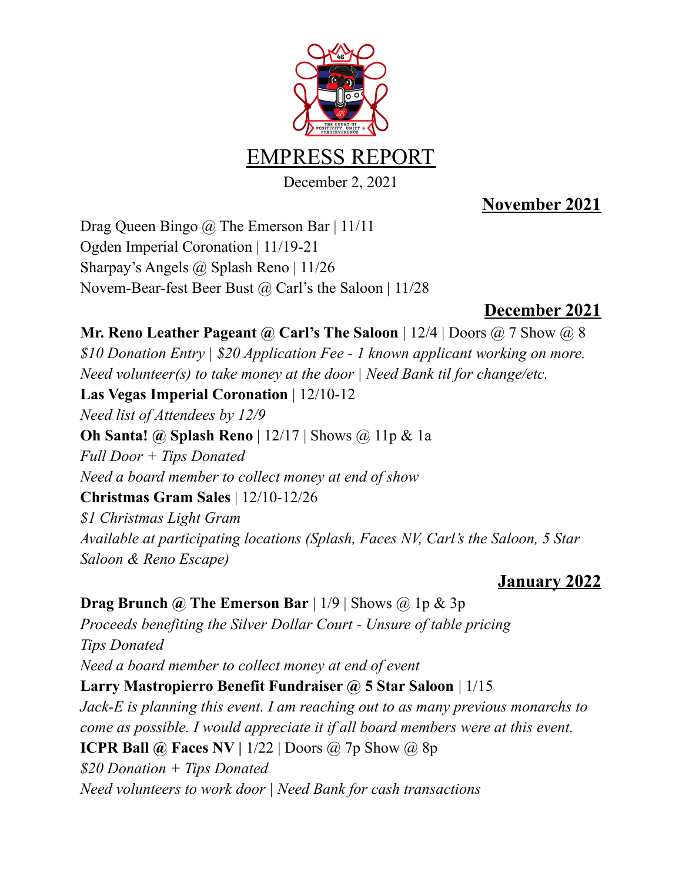# EMPRESS REPORT

December 2, 2021

## November 2021

Drag Queen Bingo @ The Emerson Bar | 11/11
Ogden Imperial Coronation | 11/19-21
Sharpay's Angels @ Splash Reno | 11/26
Novem-Bear-fest Beer Bust @ Carl's the Saloon | 11/28

## December 2021

**Mr. Reno Leather Pageant @ Carl's The Saloon** | 12/4 | Doors @ 7 Show @ 8
*$10 Donation Entry | $20 Application Fee - 1 known applicant working on more.*
*Need volunteer(s) to take money at the door | Need Bank til for change/etc.*
**Las Vegas Imperial Coronation** | 12/10-12
*Need list of Attendees by 12/9*
**Oh Santa! @ Splash Reno** | 12/17 | Shows @ 11p & 1a
*Full Door + Tips Donated*
*Need a board member to collect money at end of show*
**Christmas Gram Sales** | 12/10-12/26
*$1 Christmas Light Gram*
*Available at participating locations (Splash, Faces NV, Carl's the Saloon, 5 Star Saloon & Reno Escape)*

## January 2022

**Drag Brunch @ The Emerson Bar** | 1/9 | Shows @ 1p & 3p
*Proceeds benefiting the Silver Dollar Court - Unsure of table pricing*
*Tips Donated*
*Need a board member to collect money at end of event*
**Larry Mastropierro Benefit Fundraiser @ 5 Star Saloon** | 1/15
*Jack-E is planning this event. I am reaching out to as many previous monarchs to come as possible. I would appreciate it if all board members were at this event.*
**ICPR Ball @ Faces NV** | 1/22 | Doors @ 7p Show @ 8p
*$20 Donation + Tips Donated*
*Need volunteers to work door | Need Bank for cash transactions*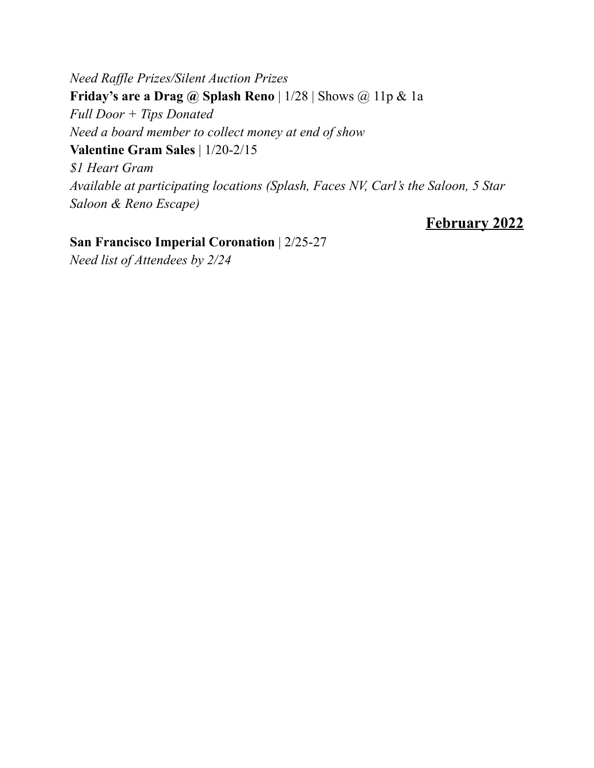*Need Raffle Prizes/Silent Auction Prizes*

**Friday's are a Drag @ Splash Reno** | 1/28 | Shows @ 11p & 1a

*Full Door + Tips Donated*

*Need a board member to collect money at end of show*

**Valentine Gram Sales** | 1/20-2/15

*$1 Heart Gram*

*Available at participating locations (Splash, Faces NV, Carl's the Saloon, 5 Star Saloon & Reno Escape)*

## February 2022

**San Francisco Imperial Coronation** | 2/25-27

*Need list of Attendees by 2/24*